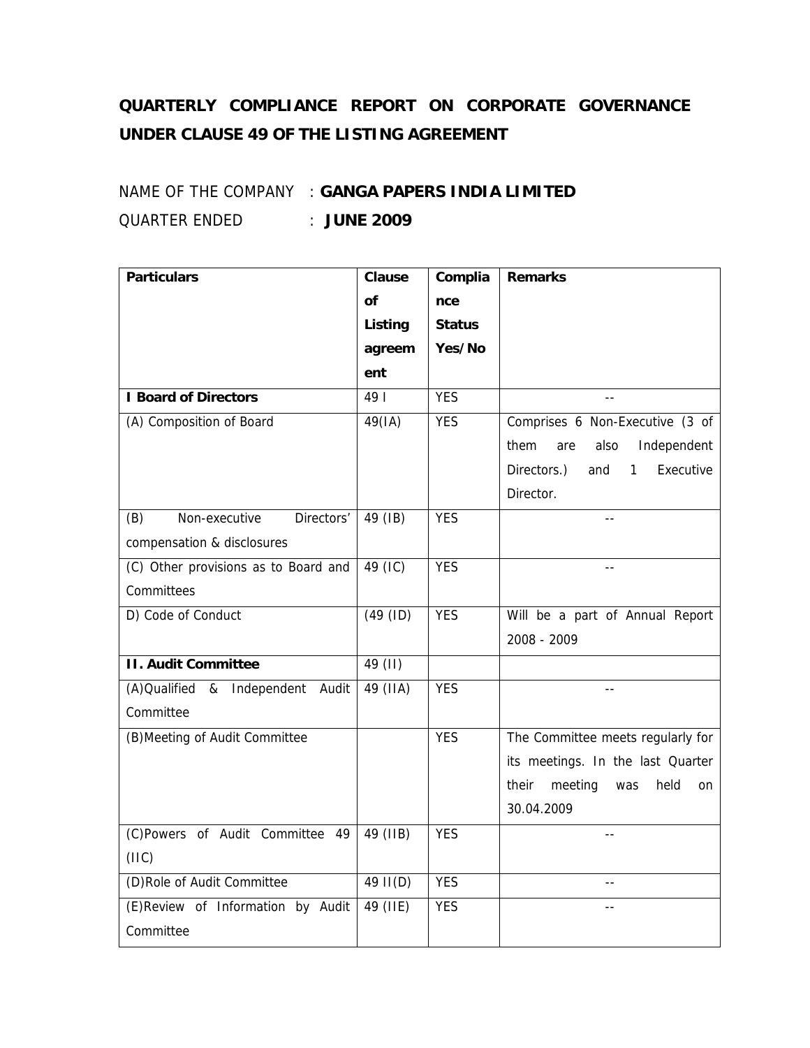# QUARTERLY COMPLIANCE REPORT ON CORPORATE GOVERNANCE UNDER CLAUSE 49 OF THE LISTING AGREEMENT

NAME OF THE COMPANY : **GANGA PAPERS INDIA LIMITED**

QUARTER ENDED : **JUNE 2009**

| Particulars | Clause of Listing agreement | Compliance Status Yes/No | Remarks |
|---|---|---|---|
| **I Board of Directors** | 49 I | YES | -- |
| (A) Composition of Board | 49(IA) | YES | Comprises 6 Non-Executive (3 of them are also Independent Directors.) and 1 Executive Director. |
| (B) Non-executive Directors' compensation & disclosures | 49 (IB) | YES | -- |
| (C) Other provisions as to Board and Committees | 49 (IC) | YES | -- |
| D) Code of Conduct | (49 (ID) | YES | Will be a part of Annual Report 2008 - 2009 |
| **II. Audit Committee** | 49 (II) | | |
| (A)Qualified & Independent Audit Committee | 49 (IIA) | YES | -- |
| (B)Meeting of Audit Committee | | YES | The Committee meets regularly for its meetings. In the last Quarter their meeting was held on 30.04.2009 |
| (C)Powers of Audit Committee 49 (IIC) | 49 (IIB) | YES | -- |
| (D)Role of Audit Committee | 49 II(D) | YES | -- |
| (E)Review of Information by Audit Committee | 49 (IIE) | YES | -- |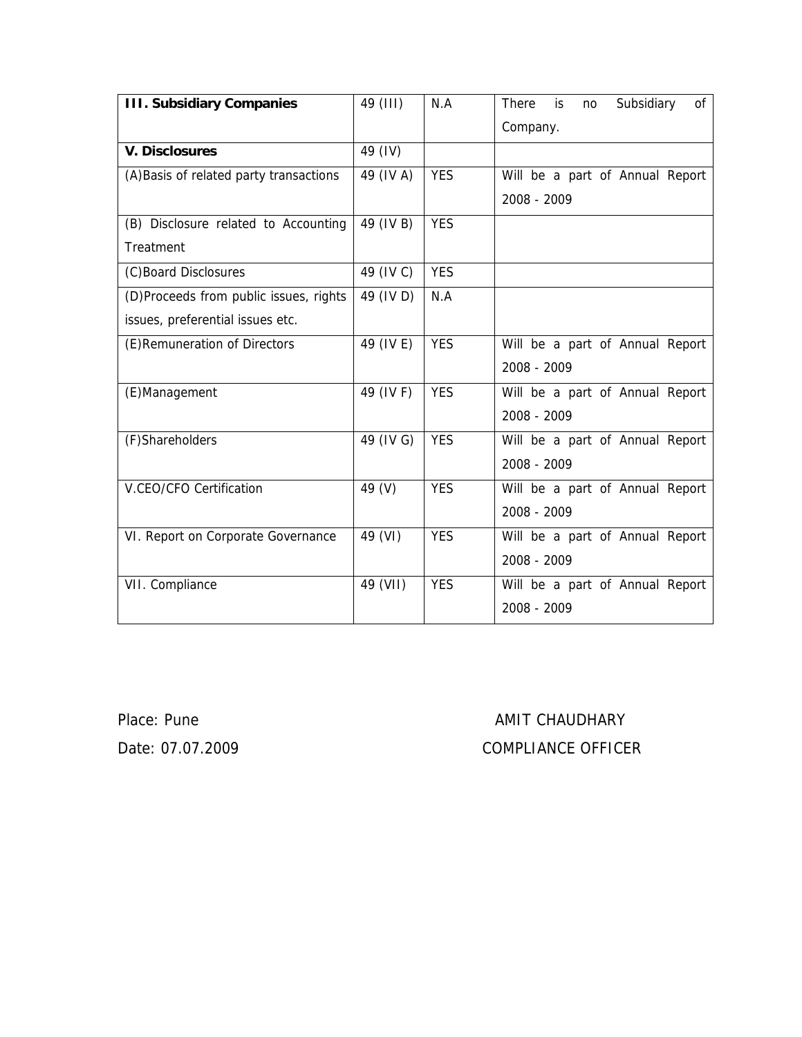| | | | |
|---|---|---|---|
| **III. Subsidiary Companies** | 49 (III) | N.A | There is no Subsidiary of Company. |
| **V. Disclosures** | 49 (IV) | | |
| (A)Basis of related party transactions | 49 (IV A) | YES | Will be a part of Annual Report 2008 - 2009 |
| (B) Disclosure related to Accounting Treatment | 49 (IV B) | YES | |
| (C)Board Disclosures | 49 (IV C) | YES | |
| (D)Proceeds from public issues, rights issues, preferential issues etc. | 49 (IV D) | N.A | |
| (E)Remuneration of Directors | 49 (IV E) | YES | Will be a part of Annual Report 2008 - 2009 |
| (E)Management | 49 (IV F) | YES | Will be a part of Annual Report 2008 - 2009 |
| (F)Shareholders | 49 (IV G) | YES | Will be a part of Annual Report 2008 - 2009 |
| V.CEO/CFO Certification | 49 (V) | YES | Will be a part of Annual Report 2008 - 2009 |
| VI. Report on Corporate Governance | 49 (VI) | YES | Will be a part of Annual Report 2008 - 2009 |
| VII. Compliance | 49 (VII) | YES | Will be a part of Annual Report 2008 - 2009 |

Place: Pune

Date: 07.07.2009

AMIT CHAUDHARY

COMPLIANCE OFFICER